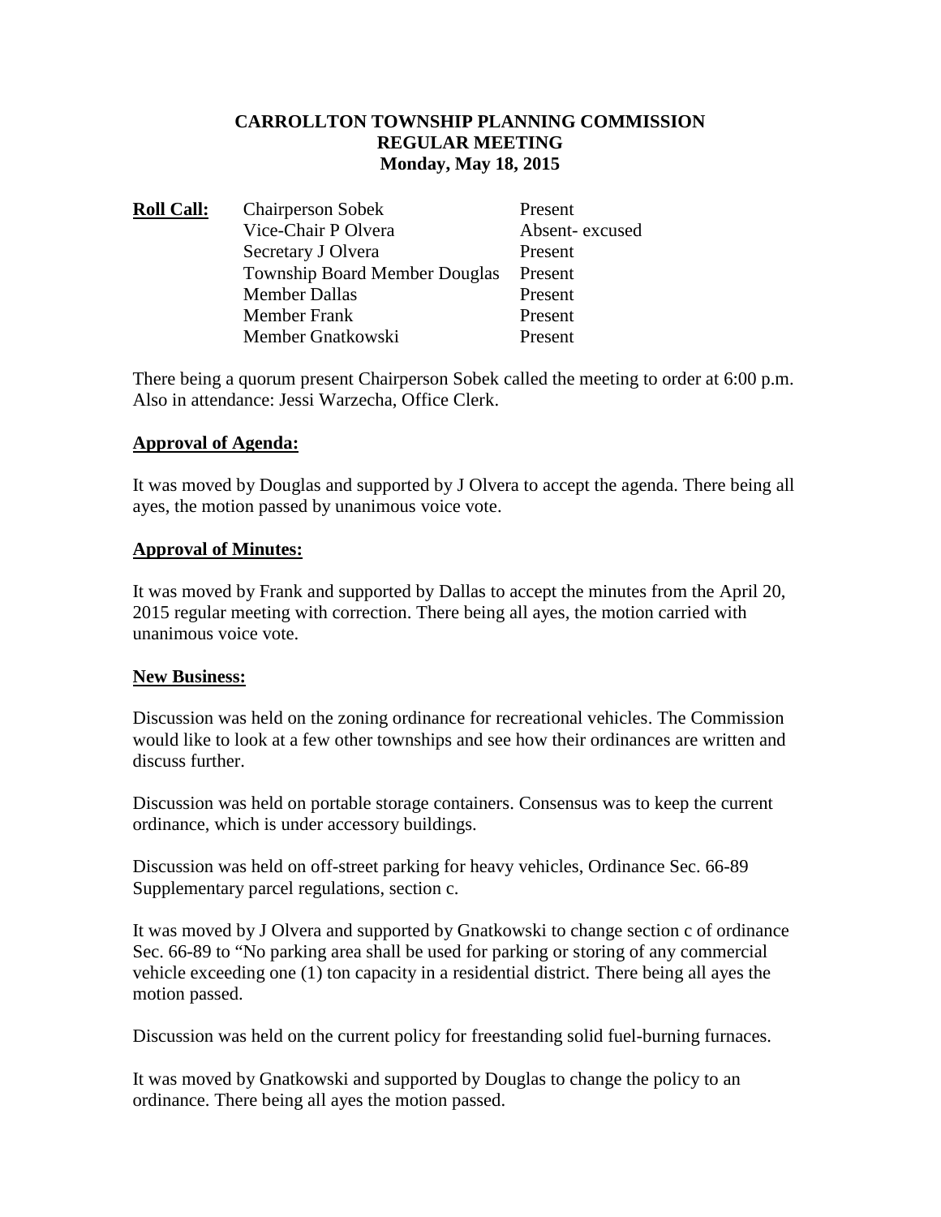**CARROLLTON TOWNSHIP PLANNING COMMISSION**
**REGULAR MEETING**
**Monday, May 18, 2015**

| **Roll Call:** | | |
| --- | --- | --- |
| | Chairperson Sobek | Present |
| | Vice-Chair P Olvera | Absent- excused |
| | Secretary J Olvera | Present |
| | Township Board Member Douglas | Present |
| | Member Dallas | Present |
| | Member Frank | Present |
| | Member Gnatkowski | Present |

There being a quorum present Chairperson Sobek called the meeting to order at 6:00 p.m. Also in attendance: Jessi Warzecha, Office Clerk.

**Approval of Agenda:**

It was moved by Douglas and supported by J Olvera to accept the agenda. There being all ayes, the motion passed by unanimous voice vote.

**Approval of Minutes:**

It was moved by Frank and supported by Dallas to accept the minutes from the April 20, 2015 regular meeting with correction. There being all ayes, the motion carried with unanimous voice vote.

**New Business:**

Discussion was held on the zoning ordinance for recreational vehicles. The Commission would like to look at a few other townships and see how their ordinances are written and discuss further.

Discussion was held on portable storage containers. Consensus was to keep the current ordinance, which is under accessory buildings.

Discussion was held on off-street parking for heavy vehicles, Ordinance Sec. 66-89 Supplementary parcel regulations, section c.

It was moved by J Olvera and supported by Gnatkowski to change section c of ordinance Sec. 66-89 to "No parking area shall be used for parking or storing of any commercial vehicle exceeding one (1) ton capacity in a residential district. There being all ayes the motion passed.

Discussion was held on the current policy for freestanding solid fuel-burning furnaces.

It was moved by Gnatkowski and supported by Douglas to change the policy to an ordinance. There being all ayes the motion passed.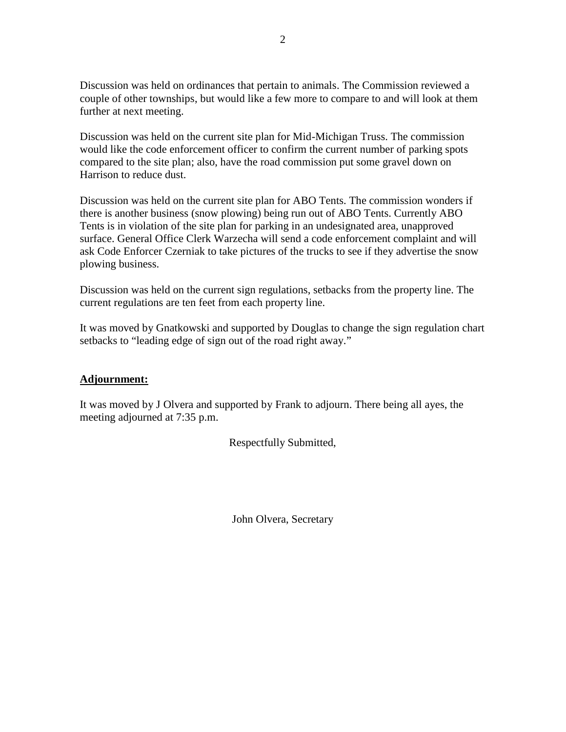Discussion was held on ordinances that pertain to animals. The Commission reviewed a couple of other townships, but would like a few more to compare to and will look at them further at next meeting.

Discussion was held on the current site plan for Mid-Michigan Truss. The commission would like the code enforcement officer to confirm the current number of parking spots compared to the site plan; also, have the road commission put some gravel down on Harrison to reduce dust.

Discussion was held on the current site plan for ABO Tents. The commission wonders if there is another business (snow plowing) being run out of ABO Tents. Currently ABO Tents is in violation of the site plan for parking in an undesignated area, unapproved surface. General Office Clerk Warzecha will send a code enforcement complaint and will ask Code Enforcer Czerniak to take pictures of the trucks to see if they advertise the snow plowing business.

Discussion was held on the current sign regulations, setbacks from the property line. The current regulations are ten feet from each property line.

It was moved by Gnatkowski and supported by Douglas to change the sign regulation chart setbacks to "leading edge of sign out of the road right away."

**Adjournment:**

It was moved by J Olvera and supported by Frank to adjourn. There being all ayes, the meeting adjourned at 7:35 p.m.

Respectfully Submitted,

John Olvera, Secretary